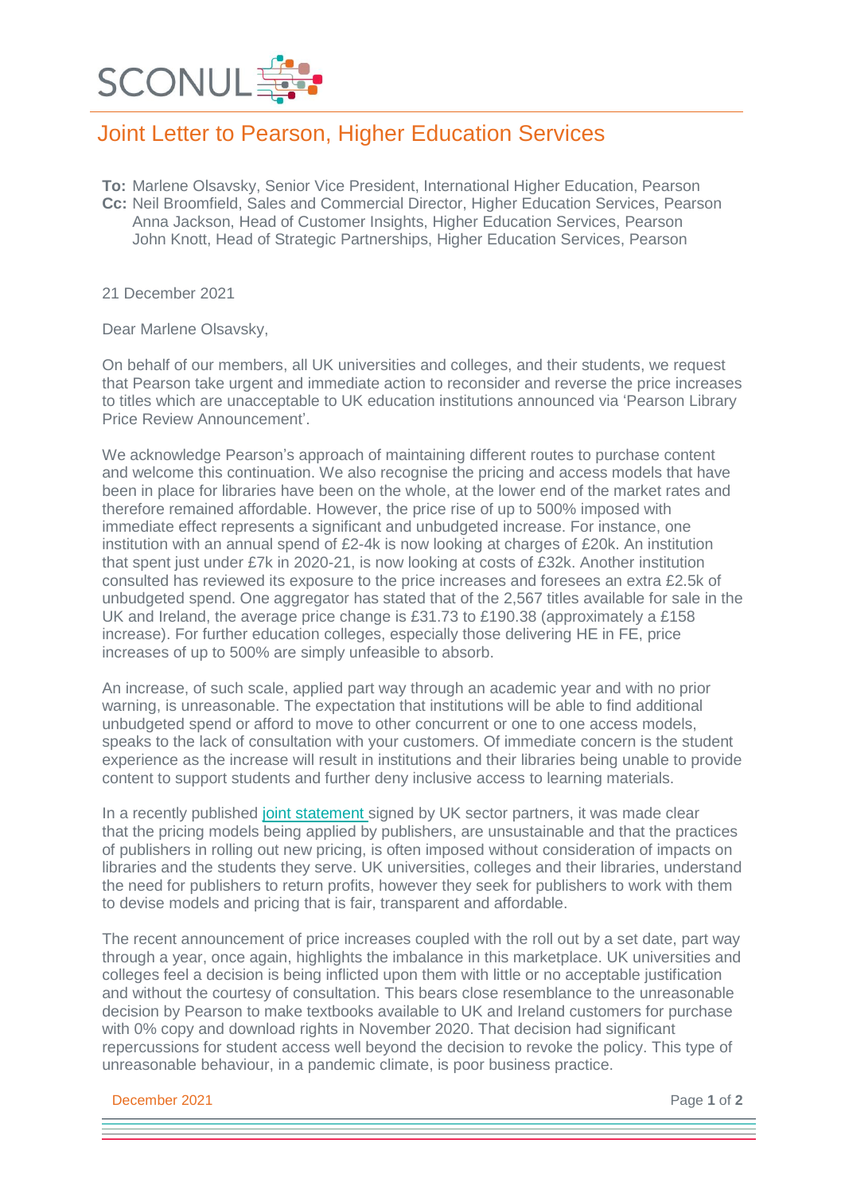SCONUL

# Joint Letter to Pearson, Higher Education Services

**To:** Marlene Olsavsky, Senior Vice President, International Higher Education, Pearson
**Cc:** Neil Broomfield, Sales and Commercial Director, Higher Education Services, Pearson
Anna Jackson, Head of Customer Insights, Higher Education Services, Pearson
John Knott, Head of Strategic Partnerships, Higher Education Services, Pearson

21 December 2021

Dear Marlene Olsavsky,

On behalf of our members, all UK universities and colleges, and their students, we request that Pearson take urgent and immediate action to reconsider and reverse the price increases to titles which are unacceptable to UK education institutions announced via 'Pearson Library Price Review Announcement'.

We acknowledge Pearson's approach of maintaining different routes to purchase content and welcome this continuation. We also recognise the pricing and access models that have been in place for libraries have been on the whole, at the lower end of the market rates and therefore remained affordable. However, the price rise of up to 500% imposed with immediate effect represents a significant and unbudgeted increase. For instance, one institution with an annual spend of £2-4k is now looking at charges of £20k. An institution that spent just under £7k in 2020-21, is now looking at costs of £32k. Another institution consulted has reviewed its exposure to the price increases and foresees an extra £2.5k of unbudgeted spend. One aggregator has stated that of the 2,567 titles available for sale in the UK and Ireland, the average price change is £31.73 to £190.38 (approximately a £158 increase). For further education colleges, especially those delivering HE in FE, price increases of up to 500% are simply unfeasible to absorb.

An increase, of such scale, applied part way through an academic year and with no prior warning, is unreasonable. The expectation that institutions will be able to find additional unbudgeted spend or afford to move to other concurrent or one to one access models, speaks to the lack of consultation with your customers. Of immediate concern is the student experience as the increase will result in institutions and their libraries being unable to provide content to support students and further deny inclusive access to learning materials.

In a recently published joint statement signed by UK sector partners, it was made clear that the pricing models being applied by publishers, are unsustainable and that the practices of publishers in rolling out new pricing, is often imposed without consideration of impacts on libraries and the students they serve. UK universities, colleges and their libraries, understand the need for publishers to return profits, however they seek for publishers to work with them to devise models and pricing that is fair, transparent and affordable.

The recent announcement of price increases coupled with the roll out by a set date, part way through a year, once again, highlights the imbalance in this marketplace. UK universities and colleges feel a decision is being inflicted upon them with little or no acceptable justification and without the courtesy of consultation. This bears close resemblance to the unreasonable decision by Pearson to make textbooks available to UK and Ireland customers for purchase with 0% copy and download rights in November 2020. That decision had significant repercussions for student access well beyond the decision to revoke the policy. This type of unreasonable behaviour, in a pandemic climate, is poor business practice.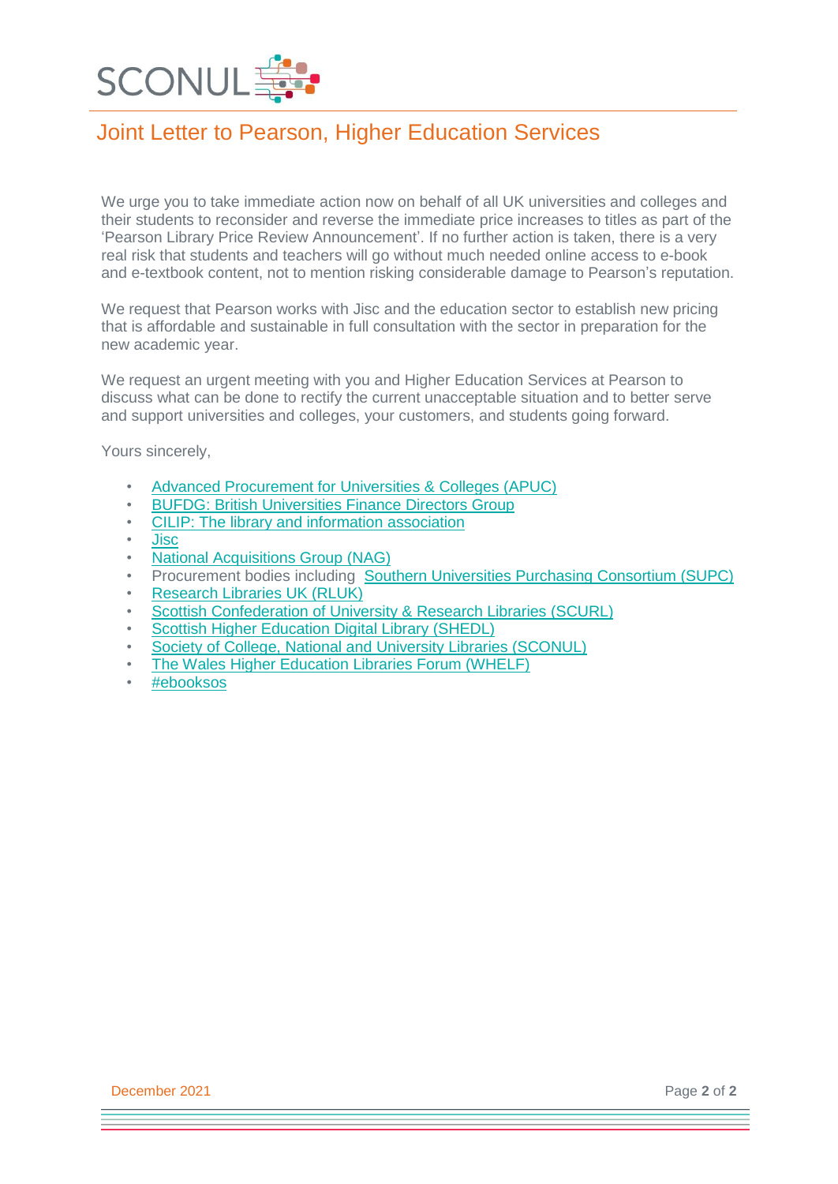# Joint Letter to Pearson, Higher Education Services

We urge you to take immediate action now on behalf of all UK universities and colleges and their students to reconsider and reverse the immediate price increases to titles as part of the 'Pearson Library Price Review Announcement'. If no further action is taken, there is a very real risk that students and teachers will go without much needed online access to e-book and e-textbook content, not to mention risking considerable damage to Pearson's reputation.

We request that Pearson works with Jisc and the education sector to establish new pricing that is affordable and sustainable in full consultation with the sector in preparation for the new academic year.

We request an urgent meeting with you and Higher Education Services at Pearson to discuss what can be done to rectify the current unacceptable situation and to better serve and support universities and colleges, your customers, and students going forward.

Yours sincerely,

- Advanced Procurement for Universities & Colleges (APUC)
- BUFDG: British Universities Finance Directors Group
- CILIP: The library and information association
- Jisc
- National Acquisitions Group (NAG)
- Procurement bodies including Southern Universities Purchasing Consortium (SUPC)
- Research Libraries UK (RLUK)
- Scottish Confederation of University & Research Libraries (SCURL)
- Scottish Higher Education Digital Library (SHEDL)
- Society of College, National and University Libraries (SCONUL)
- The Wales Higher Education Libraries Forum (WHELF)
- #ebooksos

December 2021